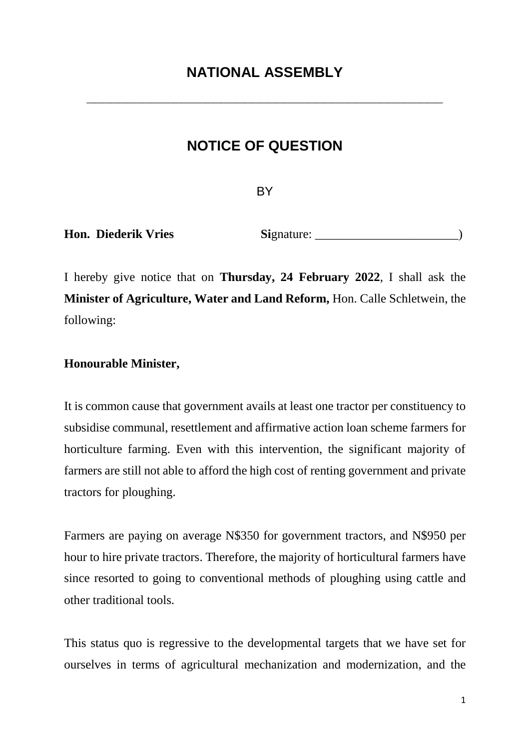# NATIONAL ASSEMBLY

---

## NOTICE OF QUESTION

BY

**Hon. Diederik Vries** **Si**gnature: _______________________)

I hereby give notice that on **Thursday, 24 February 2022**, I shall ask the **Minister of Agriculture, Water and Land Reform,** Hon. Calle Schletwein, the following:

**Honourable Minister,**

It is common cause that government avails at least one tractor per constituency to subsidise communal, resettlement and affirmative action loan scheme farmers for horticulture farming. Even with this intervention, the significant majority of farmers are still not able to afford the high cost of renting government and private tractors for ploughing.

Farmers are paying on average N$350 for government tractors, and N$950 per hour to hire private tractors. Therefore, the majority of horticultural farmers have since resorted to going to conventional methods of ploughing using cattle and other traditional tools.

This status quo is regressive to the developmental targets that we have set for ourselves in terms of agricultural mechanization and modernization, and the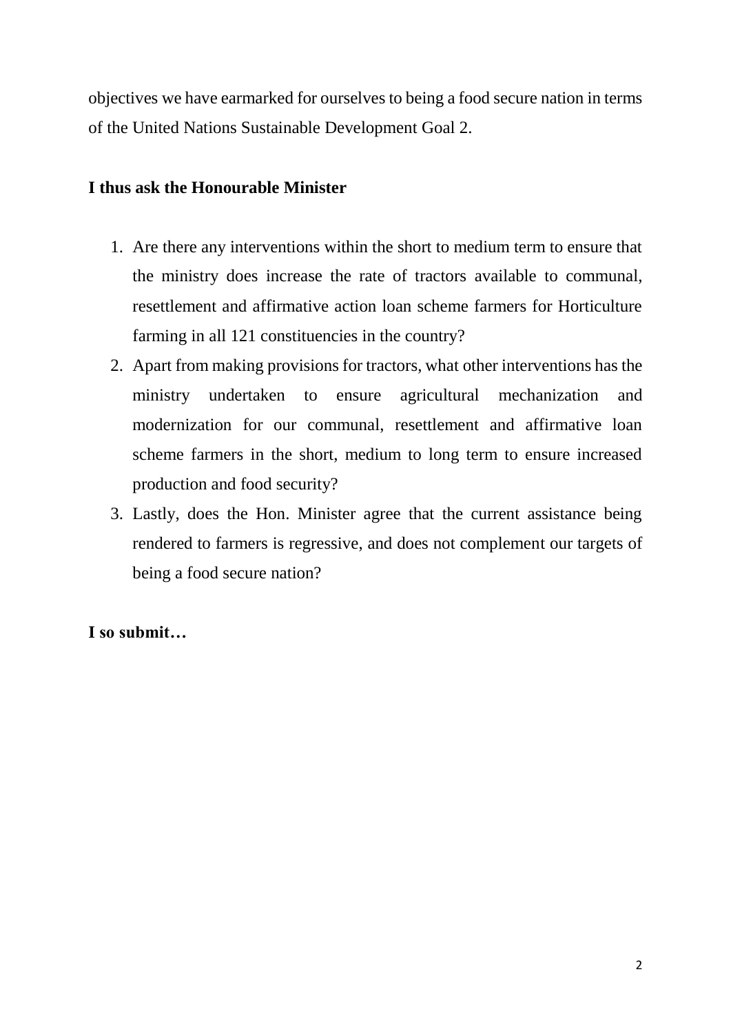objectives we have earmarked for ourselves to being a food secure nation in terms of the United Nations Sustainable Development Goal 2.

**I thus ask the Honourable Minister**

1. Are there any interventions within the short to medium term to ensure that the ministry does increase the rate of tractors available to communal, resettlement and affirmative action loan scheme farmers for Horticulture farming in all 121 constituencies in the country?
2. Apart from making provisions for tractors, what other interventions has the ministry undertaken to ensure agricultural mechanization and modernization for our communal, resettlement and affirmative loan scheme farmers in the short, medium to long term to ensure increased production and food security?
3. Lastly, does the Hon. Minister agree that the current assistance being rendered to farmers is regressive, and does not complement our targets of being a food secure nation?

**I so submit…**